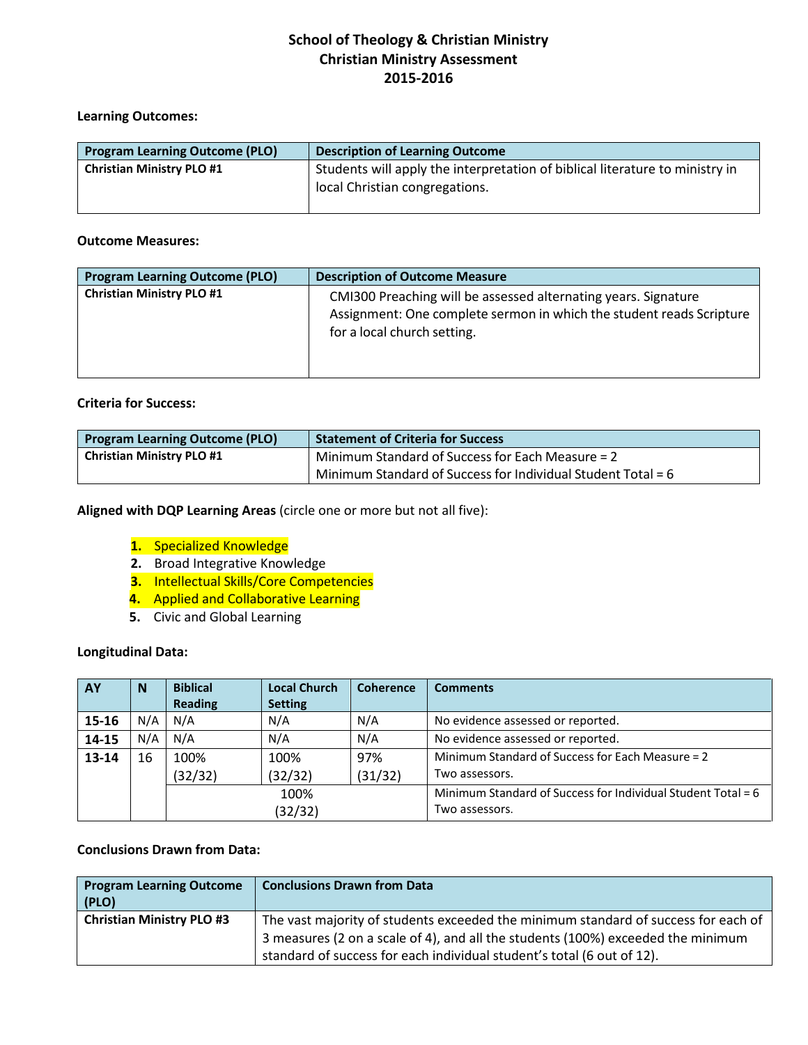# School of Theology & Christian Ministry
# Christian Ministry Assessment
# 2015-2016

**Learning Outcomes:**

| Program Learning Outcome (PLO) | Description of Learning Outcome |
|---|---|
| **Christian Ministry PLO #1** | Students will apply the interpretation of biblical literature to ministry in local Christian congregations. |

**Outcome Measures:**

| Program Learning Outcome (PLO) | Description of Outcome Measure |
|---|---|
| **Christian Ministry PLO #1** | CMI300 Preaching will be assessed alternating years. Signature Assignment: One complete sermon in which the student reads Scripture for a local church setting. |

**Criteria for Success:**

| Program Learning Outcome (PLO) | Statement of Criteria for Success |
|---|---|
| **Christian Ministry PLO #1** | Minimum Standard of Success for Each Measure = 2<br>Minimum Standard of Success for Individual Student Total = 6 |

**Aligned with DQP Learning Areas** (circle one or more but not all five):

1. Specialized Knowledge
2. Broad Integrative Knowledge
3. Intellectual Skills/Core Competencies
4. Applied and Collaborative Learning
5. Civic and Global Learning

**Longitudinal Data:**

| AY | N | Biblical Reading | Local Church Setting | Coherence | Comments |
|---|---|---|---|---|---|
| **15-16** | N/A | N/A | N/A | N/A | No evidence assessed or reported. |
| **14-15** | N/A | N/A | N/A | N/A | No evidence assessed or reported. |
| **13-14** | 16 | 100% (32/32) | 100% (32/32) | 97% (31/32) | Minimum Standard of Success for Each Measure = 2<br>Two assessors. |
| | | 100% (32/32) | | | Minimum Standard of Success for Individual Student Total = 6<br>Two assessors. |

**Conclusions Drawn from Data:**

| Program Learning Outcome (PLO) | Conclusions Drawn from Data |
|---|---|
| **Christian Ministry PLO #3** | The vast majority of students exceeded the minimum standard of success for each of 3 measures (2 on a scale of 4), and all the students (100%) exceeded the minimum standard of success for each individual student's total (6 out of 12). |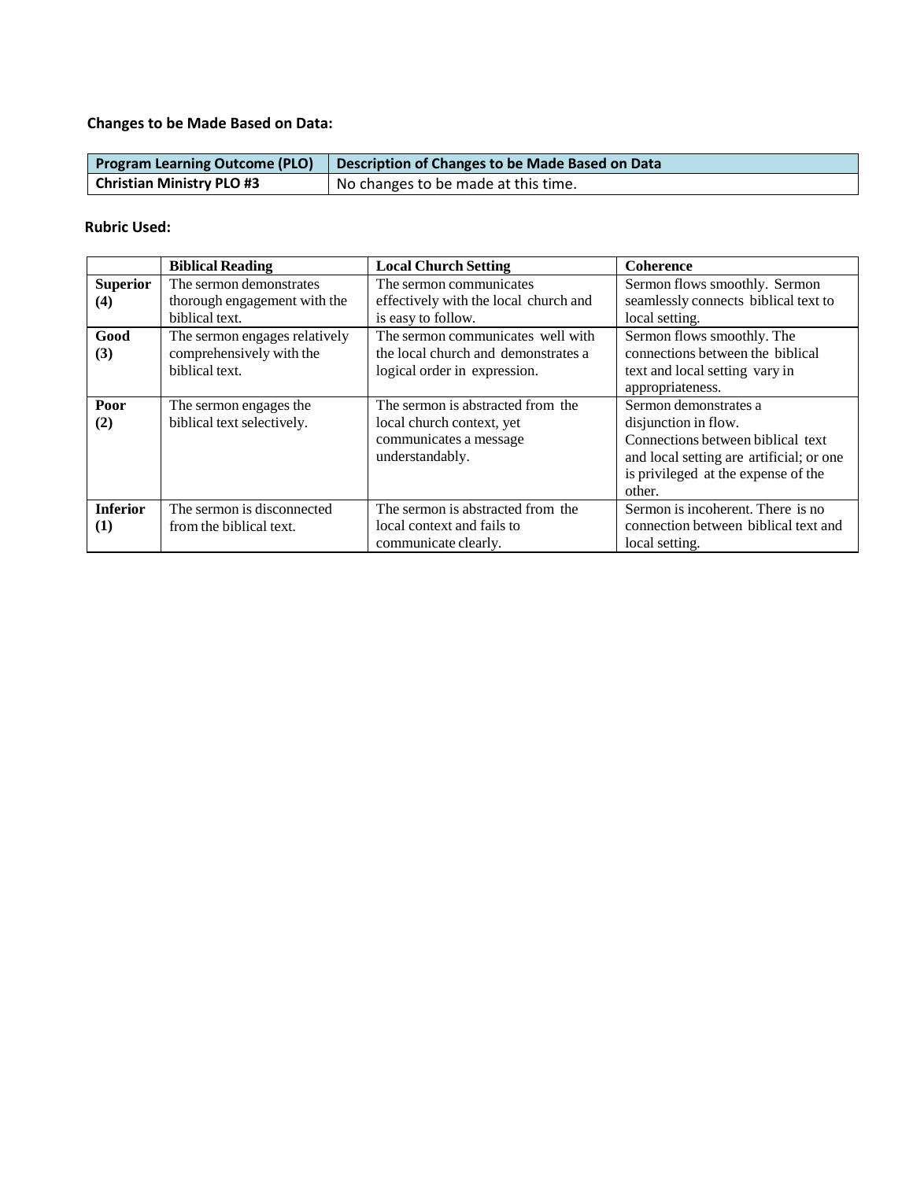**Changes to be Made Based on Data:**

| Program Learning Outcome (PLO) | Description of Changes to be Made Based on Data |
|---|---|
| **Christian Ministry PLO #3** | No changes to be made at this time. |

**Rubric Used:**

| | Biblical Reading | Local Church Setting | Coherence |
|---|---|---|---|
| **Superior (4)** | The sermon demonstrates thorough engagement with the biblical text. | The sermon communicates effectively with the local church and is easy to follow. | Sermon flows smoothly. Sermon seamlessly connects biblical text to local setting. |
| **Good (3)** | The sermon engages relatively comprehensively with the biblical text. | The sermon communicates well with the local church and demonstrates a logical order in expression. | Sermon flows smoothly. The connections between the biblical text and local setting vary in appropriateness. |
| **Poor (2)** | The sermon engages the biblical text selectively. | The sermon is abstracted from the local church context, yet communicates a message understandably. | Sermon demonstrates a disjunction in flow. Connections between biblical text and local setting are artificial; or one is privileged at the expense of the other. |
| **Inferior (1)** | The sermon is disconnected from the biblical text. | The sermon is abstracted from the local context and fails to communicate clearly. | Sermon is incoherent. There is no connection between biblical text and local setting. |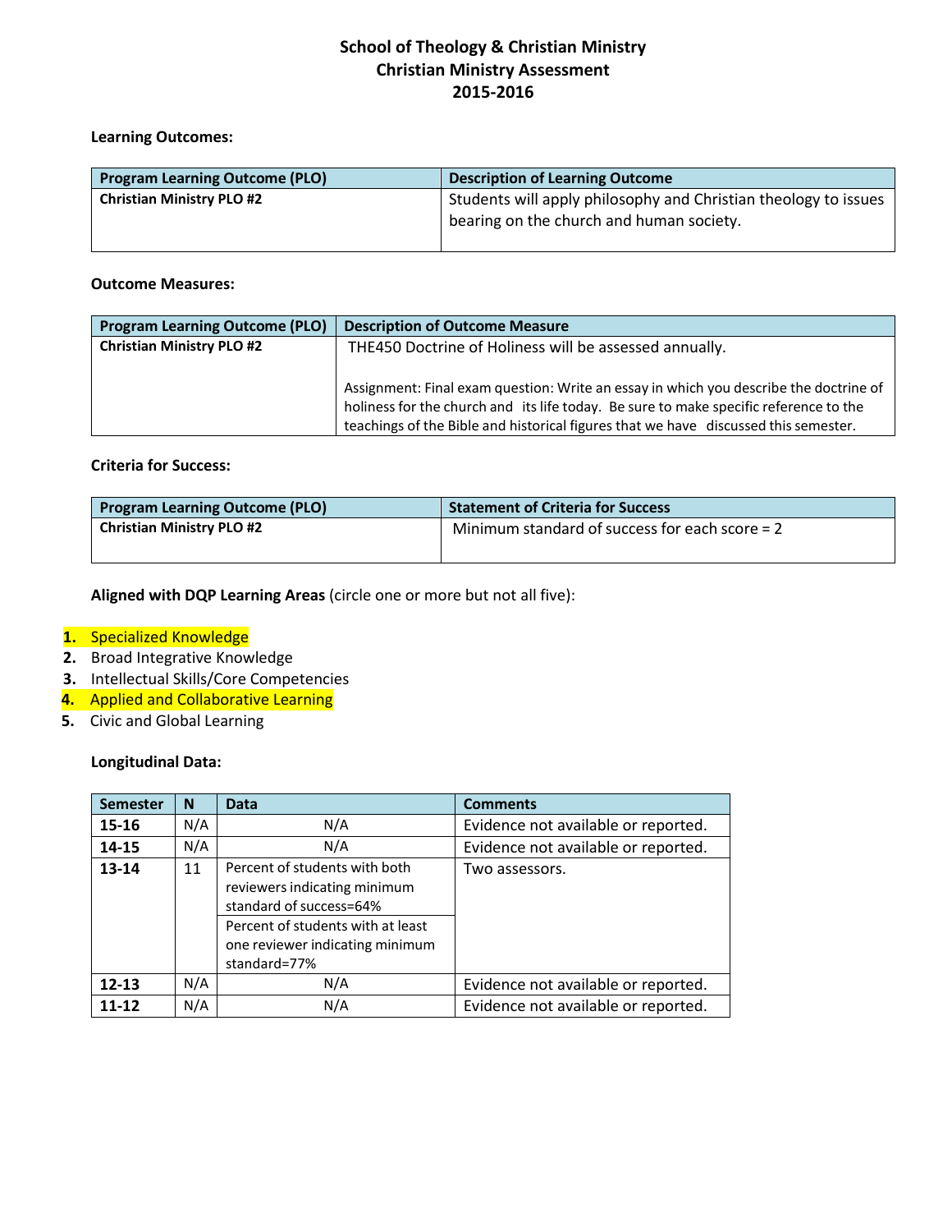# School of Theology & Christian Ministry
# Christian Ministry Assessment
# 2015-2016

**Learning Outcomes:**

| Program Learning Outcome (PLO) | Description of Learning Outcome |
|---|---|
| **Christian Ministry PLO #2** | Students will apply philosophy and Christian theology to issues bearing on the church and human society. |

**Outcome Measures:**

| Program Learning Outcome (PLO) | Description of Outcome Measure |
|---|---|
| **Christian Ministry PLO #2** | THE450 Doctrine of Holiness will be assessed annually.<br><br>Assignment: Final exam question: Write an essay in which you describe the doctrine of holiness for the church and its life today. Be sure to make specific reference to the teachings of the Bible and historical figures that we have discussed this semester. |

**Criteria for Success:**

| Program Learning Outcome (PLO) | Statement of Criteria for Success |
|---|---|
| **Christian Ministry PLO #2** | Minimum standard of success for each score = 2 |

**Aligned with DQP Learning Areas** (circle one or more but not all five):

1. Specialized Knowledge
2. Broad Integrative Knowledge
3. Intellectual Skills/Core Competencies
4. Applied and Collaborative Learning
5. Civic and Global Learning

**Longitudinal Data:**

| Semester | N | Data | Comments |
|---|---|---|---|
| **15-16** | N/A | N/A | Evidence not available or reported. |
| **14-15** | N/A | N/A | Evidence not available or reported. |
| **13-14** | 11 | Percent of students with both reviewers indicating minimum standard of success=64%<br>Percent of students with at least one reviewer indicating minimum standard=77% | Two assessors. |
| **12-13** | N/A | N/A | Evidence not available or reported. |
| **11-12** | N/A | N/A | Evidence not available or reported. |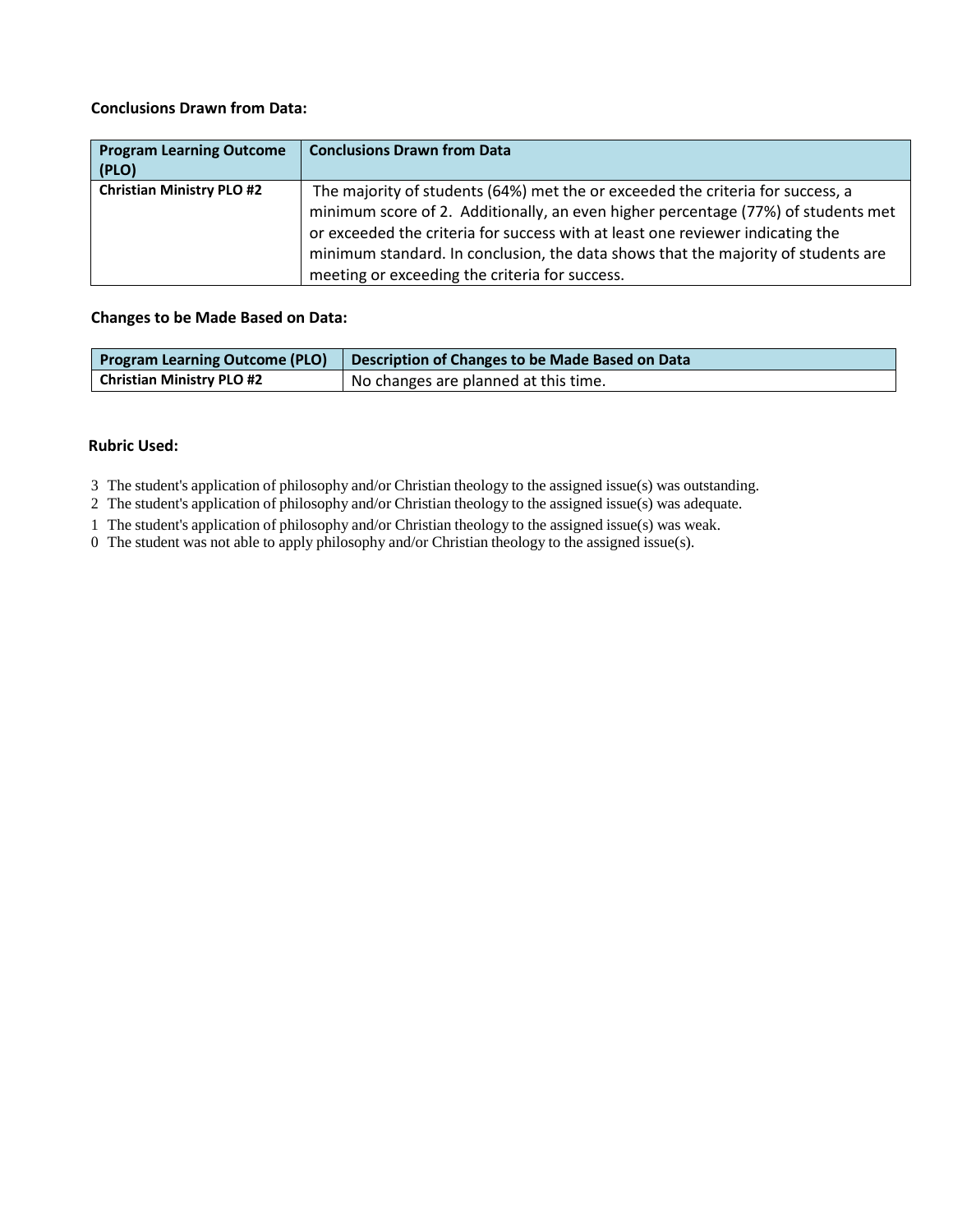**Conclusions Drawn from Data:**

| Program Learning Outcome (PLO) | Conclusions Drawn from Data |
|---|---|
| **Christian Ministry PLO #2** | The majority of students (64%) met the or exceeded the criteria for success, a minimum score of 2. Additionally, an even higher percentage (77%) of students met or exceeded the criteria for success with at least one reviewer indicating the minimum standard. In conclusion, the data shows that the majority of students are meeting or exceeding the criteria for success. |

**Changes to be Made Based on Data:**

| Program Learning Outcome (PLO) | Description of Changes to be Made Based on Data |
|---|---|
| **Christian Ministry PLO #2** | No changes are planned at this time. |

**Rubric Used:**

3 The student's application of philosophy and/or Christian theology to the assigned issue(s) was outstanding.
2 The student's application of philosophy and/or Christian theology to the assigned issue(s) was adequate.
1 The student's application of philosophy and/or Christian theology to the assigned issue(s) was weak.
0 The student was not able to apply philosophy and/or Christian theology to the assigned issue(s).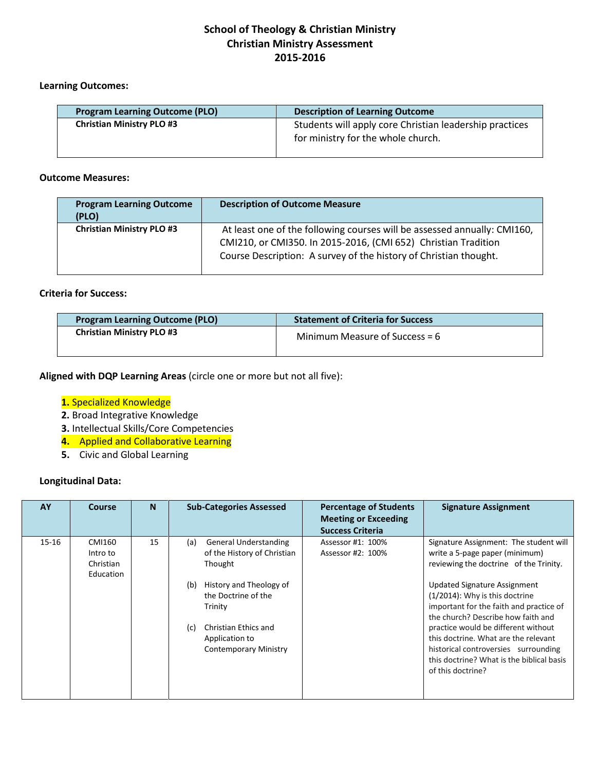# School of Theology & Christian Ministry
# Christian Ministry Assessment
# 2015-2016

**Learning Outcomes:**

| Program Learning Outcome (PLO) | Description of Learning Outcome |
|---|---|
| **Christian Ministry PLO #3** | Students will apply core Christian leadership practices for ministry for the whole church. |

**Outcome Measures:**

| Program Learning Outcome (PLO) | Description of Outcome Measure |
|---|---|
| **Christian Ministry PLO #3** | At least one of the following courses will be assessed annually: CMI160, CMI210, or CMI350. In 2015-2016, (CMI 652) Christian Tradition Course Description: A survey of the history of Christian thought. |

**Criteria for Success:**

| Program Learning Outcome (PLO) | Statement of Criteria for Success |
|---|---|
| **Christian Ministry PLO #3** | Minimum Measure of Success = 6 |

**Aligned with DQP Learning Areas** (circle one or more but not all five):

1. Specialized Knowledge
2. Broad Integrative Knowledge
3. Intellectual Skills/Core Competencies
4. Applied and Collaborative Learning
5. Civic and Global Learning

**Longitudinal Data:**

| AY | Course | N | Sub-Categories Assessed | Percentage of Students Meeting or Exceeding Success Criteria | Signature Assignment |
|---|---|---|---|---|---|
| 15-16 | CMI160 Intro to Christian Education | 15 | (a) General Understanding of the History of Christian Thought<br><br>(b) History and Theology of the Doctrine of the Trinity<br><br>(c) Christian Ethics and Application to Contemporary Ministry | Assessor #1: 100%<br>Assessor #2: 100% | Signature Assignment: The student will write a 5-page paper (minimum) reviewing the doctrine of the Trinity.<br><br>Updated Signature Assignment (1/2014): Why is this doctrine important for the faith and practice of the church? Describe how faith and practice would be different without this doctrine. What are the relevant historical controversies surrounding this doctrine? What is the biblical basis of this doctrine? |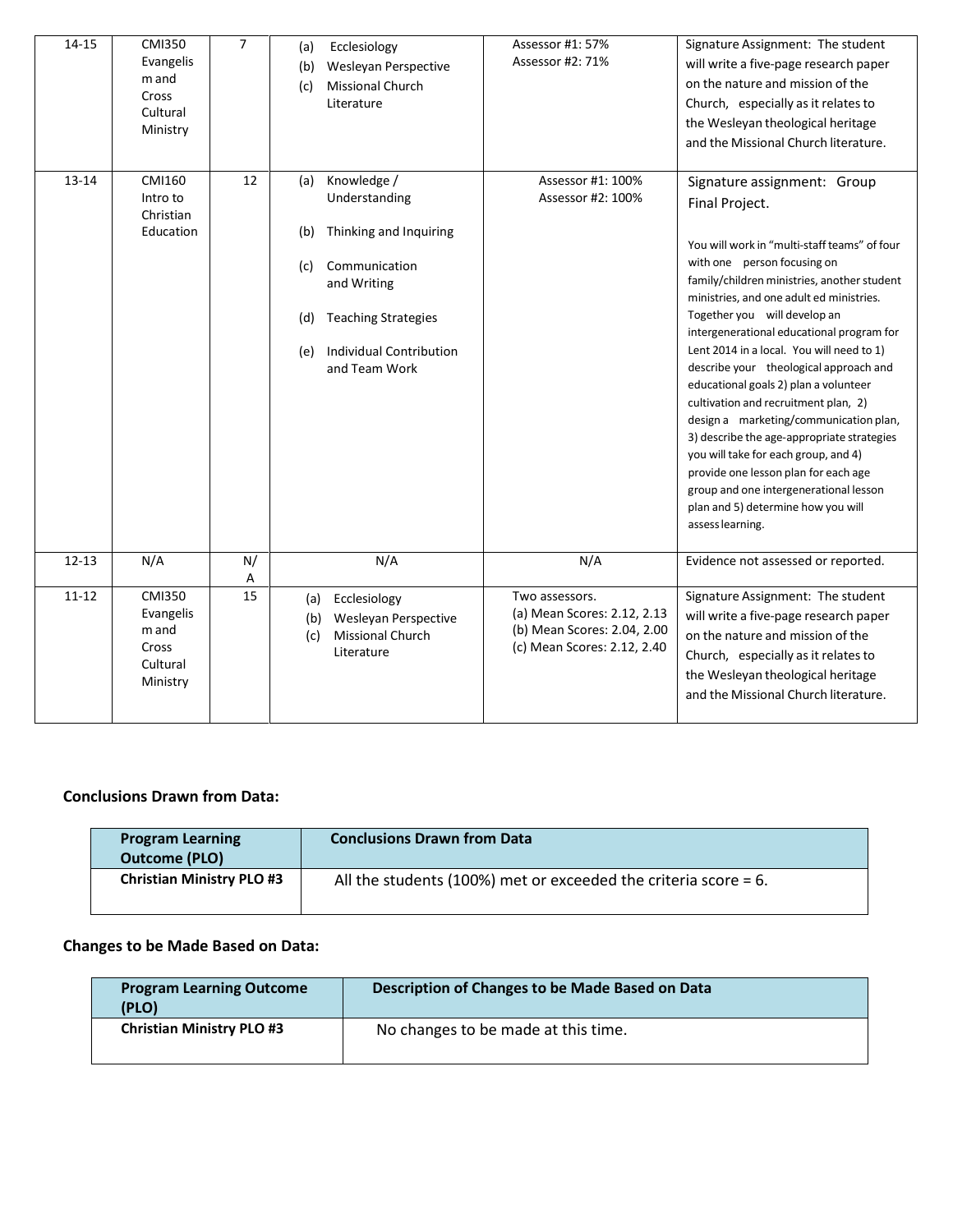| | | | | | |
|---|---|---|---|---|---|
| 14-15 | CMI350 Evangelism and Cross Cultural Ministry | 7 | (a) Ecclesiology<br>(b) Wesleyan Perspective<br>(c) Missional Church Literature | Assessor #1: 57%<br>Assessor #2: 71% | Signature Assignment: The student will write a five-page research paper on the nature and mission of the Church, especially as it relates to the Wesleyan theological heritage and the Missional Church literature. |
| 13-14 | CMI160 Intro to Christian Education | 12 | (a) Knowledge / Understanding<br>(b) Thinking and Inquiring<br>(c) Communication and Writing<br>(d) Teaching Strategies<br>(e) Individual Contribution and Team Work | Assessor #1: 100%<br>Assessor #2: 100% | Signature assignment: Group Final Project.<br><br>You will work in "multi-staff teams" of four with one person focusing on family/children ministries, another student ministries, and one adult ed ministries. Together you will develop an intergenerational educational program for Lent 2014 in a local. You will need to 1) describe your theological approach and educational goals 2) plan a volunteer cultivation and recruitment plan, 2) design a marketing/communication plan, 3) describe the age-appropriate strategies you will take for each group, and 4) provide one lesson plan for each age group and one intergenerational lesson plan and 5) determine how you will assess learning. |
| 12-13 | N/A | N/A | N/A | N/A | Evidence not assessed or reported. |
| 11-12 | CMI350 Evangelism and Cross Cultural Ministry | 15 | (a) Ecclesiology<br>(b) Wesleyan Perspective<br>(c) Missional Church Literature | Two assessors.<br>(a) Mean Scores: 2.12, 2.13<br>(b) Mean Scores: 2.04, 2.00<br>(c) Mean Scores: 2.12, 2.40 | Signature Assignment: The student will write a five-page research paper on the nature and mission of the Church, especially as it relates to the Wesleyan theological heritage and the Missional Church literature. |

**Conclusions Drawn from Data:**

| Program Learning Outcome (PLO) | Conclusions Drawn from Data |
|---|---|
| **Christian Ministry PLO #3** | All the students (100%) met or exceeded the criteria score = 6. |

**Changes to be Made Based on Data:**

| Program Learning Outcome (PLO) | Description of Changes to be Made Based on Data |
|---|---|
| **Christian Ministry PLO #3** | No changes to be made at this time. |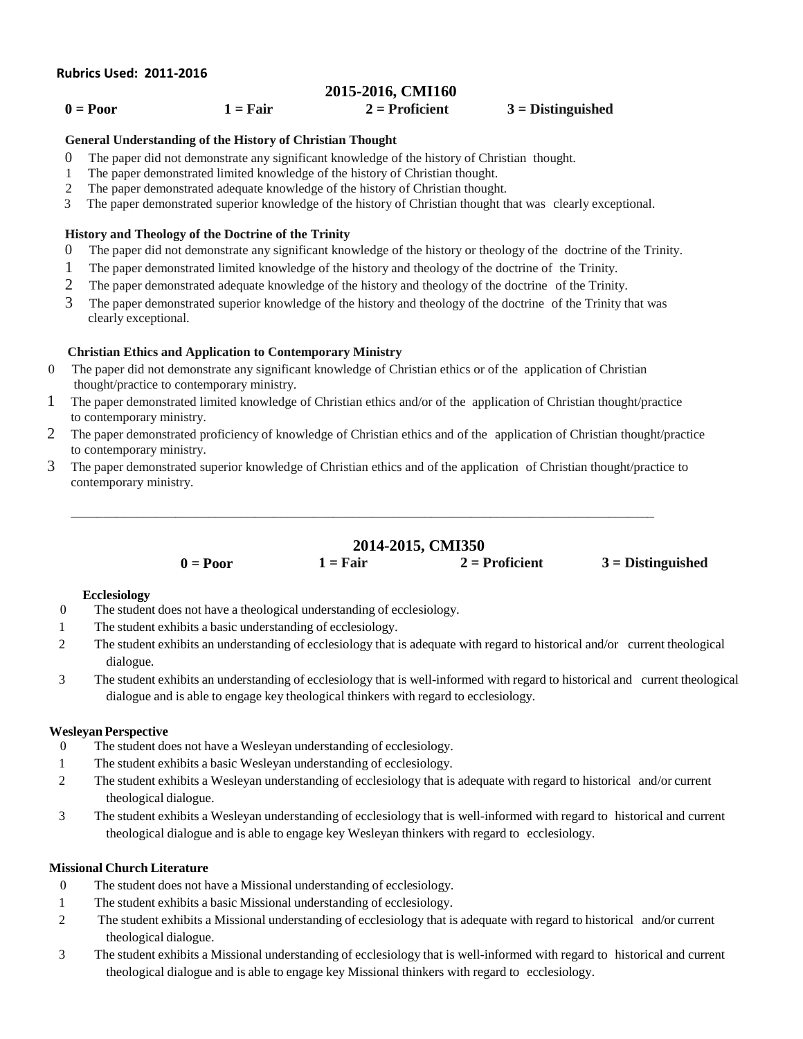**Rubrics Used: 2011-2016**

## 2015-2016, CMI160

**0 = Poor** **1 = Fair** **2 = Proficient** **3 = Distinguished**

**General Understanding of the History of Christian Thought**

0 The paper did not demonstrate any significant knowledge of the history of Christian thought.
1 The paper demonstrated limited knowledge of the history of Christian thought.
2 The paper demonstrated adequate knowledge of the history of Christian thought.
3 The paper demonstrated superior knowledge of the history of Christian thought that was clearly exceptional.

**History and Theology of the Doctrine of the Trinity**

0 The paper did not demonstrate any significant knowledge of the history or theology of the doctrine of the Trinity.
1 The paper demonstrated limited knowledge of the history and theology of the doctrine of the Trinity.
2 The paper demonstrated adequate knowledge of the history and theology of the doctrine of the Trinity.
3 The paper demonstrated superior knowledge of the history and theology of the doctrine of the Trinity that was clearly exceptional.

**Christian Ethics and Application to Contemporary Ministry**

0 The paper did not demonstrate any significant knowledge of Christian ethics or of the application of Christian thought/practice to contemporary ministry.
1 The paper demonstrated limited knowledge of Christian ethics and/or of the application of Christian thought/practice to contemporary ministry.
2 The paper demonstrated proficiency of knowledge of Christian ethics and of the application of Christian thought/practice to contemporary ministry.
3 The paper demonstrated superior knowledge of Christian ethics and of the application of Christian thought/practice to contemporary ministry.

---

## 2014-2015, CMI350

**0 = Poor** **1 = Fair** **2 = Proficient** **3 = Distinguished**

**Ecclesiology**

0 The student does not have a theological understanding of ecclesiology.
1 The student exhibits a basic understanding of ecclesiology.
2 The student exhibits an understanding of ecclesiology that is adequate with regard to historical and/or current theological dialogue.
3 The student exhibits an understanding of ecclesiology that is well-informed with regard to historical and current theological dialogue and is able to engage key theological thinkers with regard to ecclesiology.

**Wesleyan Perspective**

0 The student does not have a Wesleyan understanding of ecclesiology.
1 The student exhibits a basic Wesleyan understanding of ecclesiology.
2 The student exhibits a Wesleyan understanding of ecclesiology that is adequate with regard to historical and/or current theological dialogue.
3 The student exhibits a Wesleyan understanding of ecclesiology that is well-informed with regard to historical and current theological dialogue and is able to engage key Wesleyan thinkers with regard to ecclesiology.

**Missional Church Literature**

0 The student does not have a Missional understanding of ecclesiology.
1 The student exhibits a basic Missional understanding of ecclesiology.
2 The student exhibits a Missional understanding of ecclesiology that is adequate with regard to historical and/or current theological dialogue.
3 The student exhibits a Missional understanding of ecclesiology that is well-informed with regard to historical and current theological dialogue and is able to engage key Missional thinkers with regard to ecclesiology.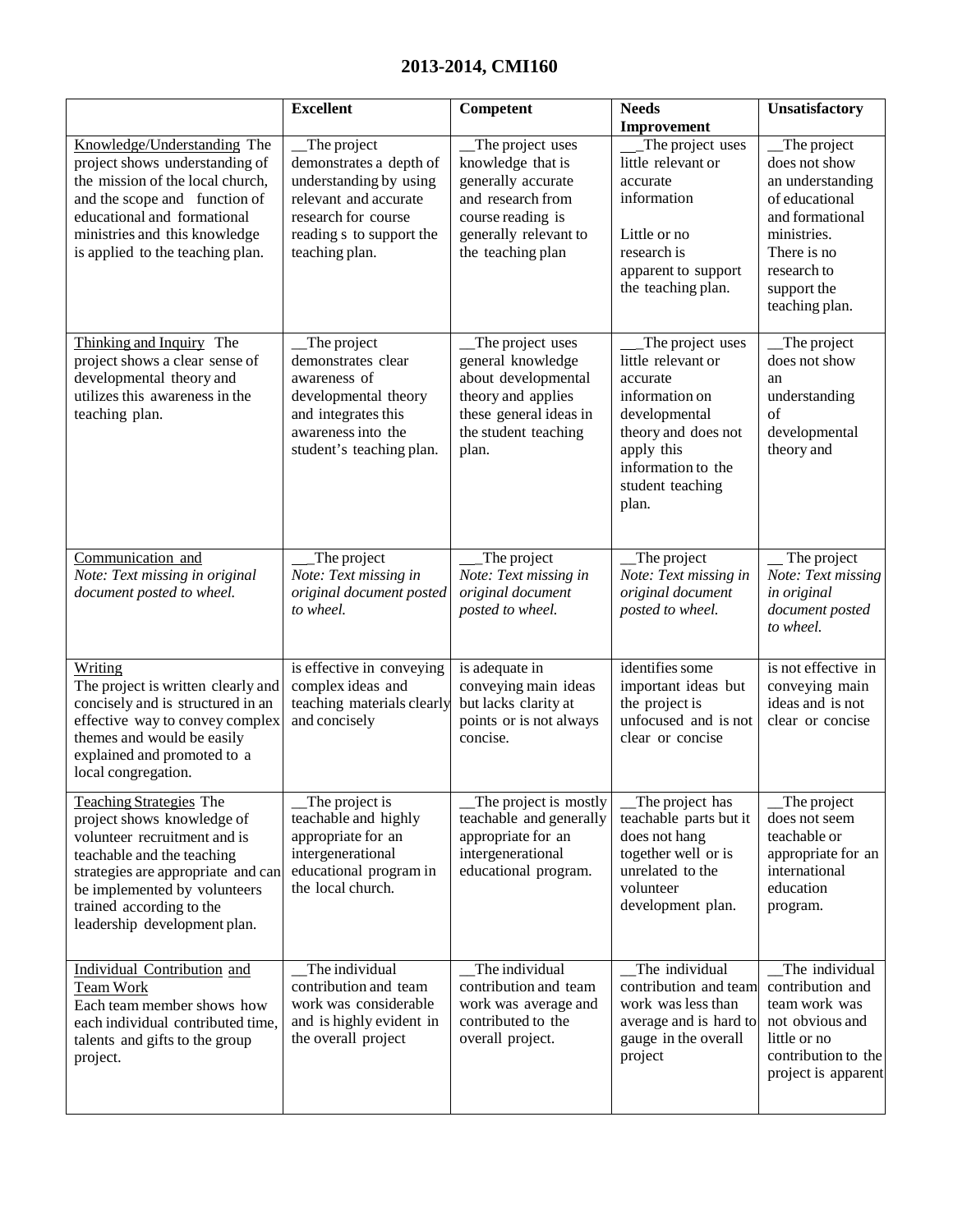# 2013-2014, CMI160

| | Excellent | Competent | Needs Improvement | Unsatisfactory |
|---|---|---|---|---|
| Knowledge/Understanding The project shows understanding of the mission of the local church, and the scope and function of educational and formational ministries and this knowledge is applied to the teaching plan. | __The project demonstrates a depth of understanding by using relevant and accurate research for course reading s to support the teaching plan. | __The project uses knowledge that is generally accurate and research from course reading is generally relevant to the teaching plan | __The project uses little relevant or accurate information<br><br>Little or no research is apparent to support the teaching plan. | __The project does not show an understanding of educational and formational ministries. There is no research to support the teaching plan. |
| Thinking and Inquiry The project shows a clear sense of developmental theory and utilizes this awareness in the teaching plan. | __The project demonstrates clear awareness of developmental theory and integrates this awareness into the student's teaching plan. | __The project uses general knowledge about developmental theory and applies these general ideas in the student teaching plan. | __The project uses little relevant or accurate information on developmental theory and does not apply this information to the student teaching plan. | __The project does not show an understanding of developmental theory and |
| Communication and<br>*Note: Text missing in original document posted to wheel.* | __The project<br>*Note: Text missing in original document posted to wheel.* | __The project<br>*Note: Text missing in original document posted to wheel.* | __The project<br>*Note: Text missing in original document posted to wheel.* | __ The project<br>*Note: Text missing in original document posted to wheel.* |
| Writing<br>The project is written clearly and concisely and is structured in an effective way to convey complex themes and would be easily explained and promoted to a local congregation. | is effective in conveying complex ideas and teaching materials clearly and concisely | is adequate in conveying main ideas but lacks clarity at points or is not always concise. | identifies some important ideas but the project is unfocused and is not clear or concise | is not effective in conveying main ideas and is not clear or concise |
| Teaching Strategies The project shows knowledge of volunteer recruitment and is teachable and the teaching strategies are appropriate and can be implemented by volunteers trained according to the leadership development plan. | __The project is teachable and highly appropriate for an intergenerational educational program in the local church. | __The project is mostly teachable and generally appropriate for an intergenerational educational program. | __The project has teachable parts but it does not hang together well or is unrelated to the volunteer development plan. | __The project does not seem teachable or appropriate for an international education program. |
| Individual Contribution and Team Work<br>Each team member shows how each individual contributed time, talents and gifts to the group project. | __The individual contribution and team work was considerable and is highly evident in the overall project | __The individual contribution and team work was average and contributed to the overall project. | __The individual contribution and team work was less than average and is hard to gauge in the overall project | __The individual contribution and team work was not obvious and little or no contribution to the project is apparent |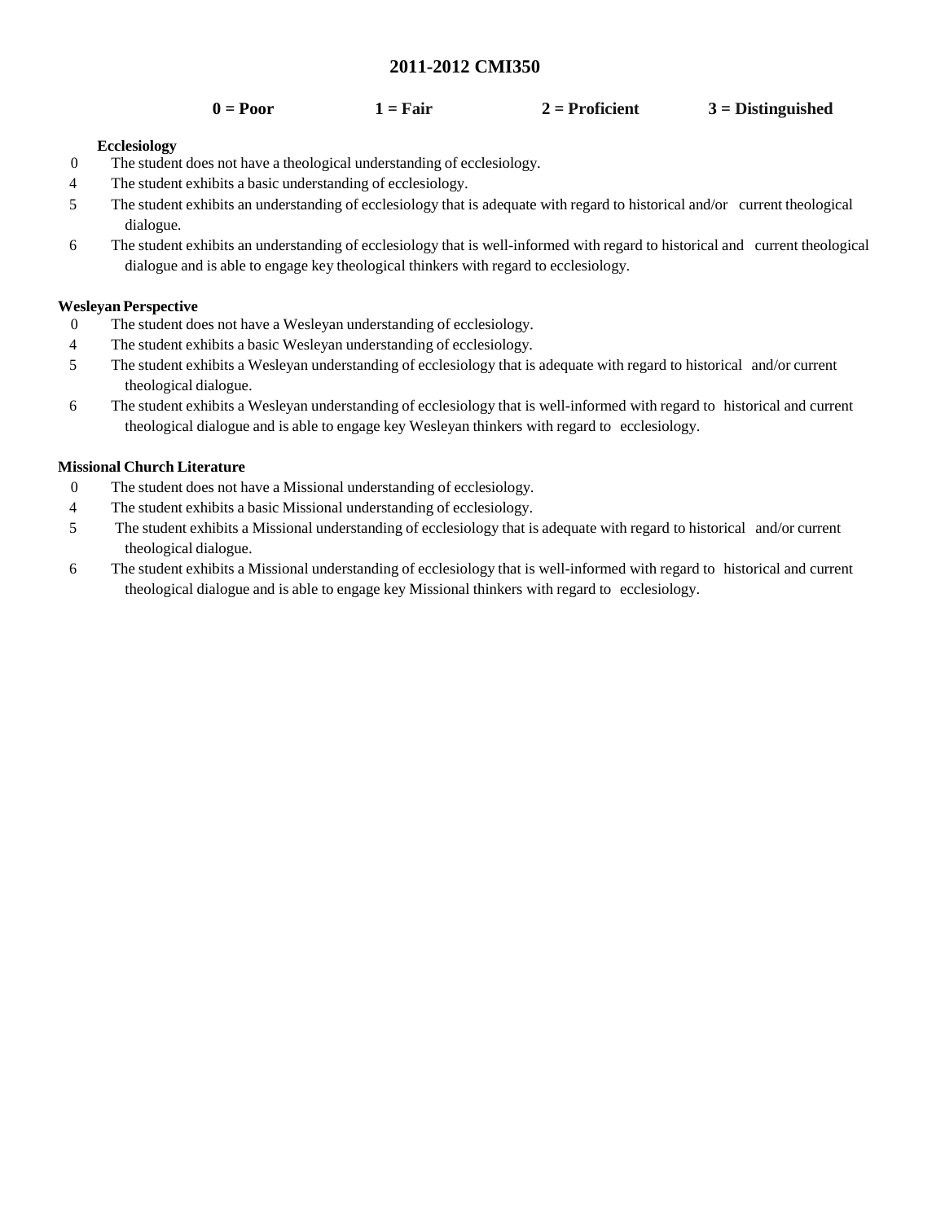## 2011-2012 CMI350

**0 = Poor** **1 = Fair** **2 = Proficient** **3 = Distinguished**

**Ecclesiology**

0 The student does not have a theological understanding of ecclesiology.

4 The student exhibits a basic understanding of ecclesiology.

5 The student exhibits an understanding of ecclesiology that is adequate with regard to historical and/or current theological dialogue.

6 The student exhibits an understanding of ecclesiology that is well-informed with regard to historical and current theological dialogue and is able to engage key theological thinkers with regard to ecclesiology.

**Wesleyan Perspective**

0 The student does not have a Wesleyan understanding of ecclesiology.

4 The student exhibits a basic Wesleyan understanding of ecclesiology.

5 The student exhibits a Wesleyan understanding of ecclesiology that is adequate with regard to historical and/or current theological dialogue.

6 The student exhibits a Wesleyan understanding of ecclesiology that is well-informed with regard to historical and current theological dialogue and is able to engage key Wesleyan thinkers with regard to ecclesiology.

**Missional Church Literature**

0 The student does not have a Missional understanding of ecclesiology.

4 The student exhibits a basic Missional understanding of ecclesiology.

5 The student exhibits a Missional understanding of ecclesiology that is adequate with regard to historical and/or current theological dialogue.

6 The student exhibits a Missional understanding of ecclesiology that is well-informed with regard to historical and current theological dialogue and is able to engage key Missional thinkers with regard to ecclesiology.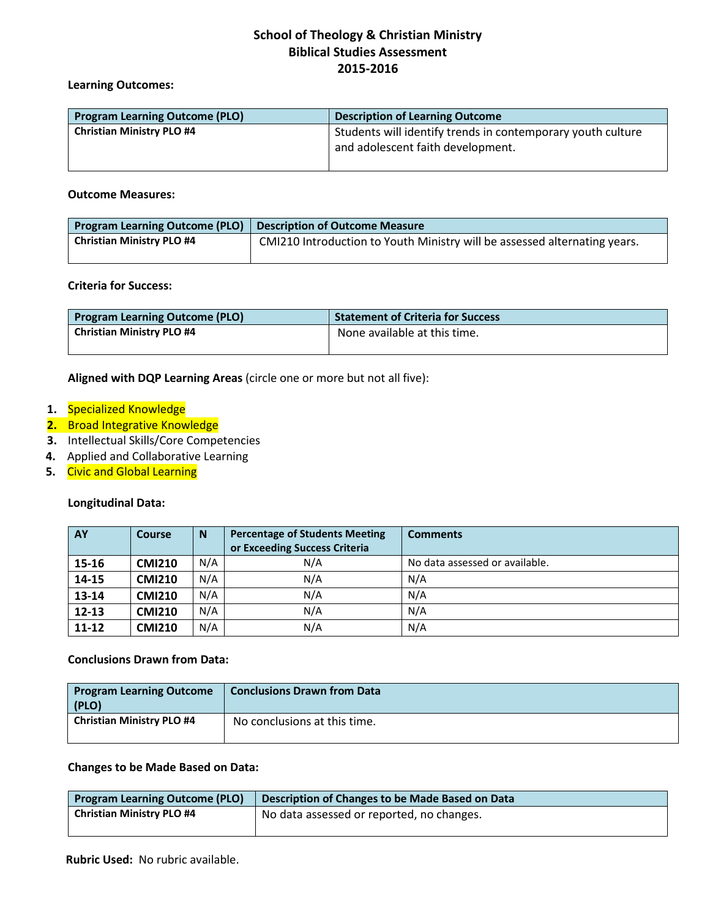# School of Theology & Christian Ministry
# Biblical Studies Assessment
# 2015-2016

**Learning Outcomes:**

| Program Learning Outcome (PLO) | Description of Learning Outcome |
|---|---|
| **Christian Ministry PLO #4** | Students will identify trends in contemporary youth culture and adolescent faith development. |

**Outcome Measures:**

| Program Learning Outcome (PLO) | Description of Outcome Measure |
|---|---|
| **Christian Ministry PLO #4** | CMI210 Introduction to Youth Ministry will be assessed alternating years. |

**Criteria for Success:**

| Program Learning Outcome (PLO) | Statement of Criteria for Success |
|---|---|
| **Christian Ministry PLO #4** | None available at this time. |

**Aligned with DQP Learning Areas** (circle one or more but not all five):

1. Specialized Knowledge
2. Broad Integrative Knowledge
3. Intellectual Skills/Core Competencies
4. Applied and Collaborative Learning
5. Civic and Global Learning

**Longitudinal Data:**

| AY | Course | N | Percentage of Students Meeting or Exceeding Success Criteria | Comments |
|---|---|---|---|---|
| **15-16** | **CMI210** | N/A | N/A | No data assessed or available. |
| **14-15** | **CMI210** | N/A | N/A | N/A |
| **13-14** | **CMI210** | N/A | N/A | N/A |
| **12-13** | **CMI210** | N/A | N/A | N/A |
| **11-12** | **CMI210** | N/A | N/A | N/A |

**Conclusions Drawn from Data:**

| Program Learning Outcome (PLO) | Conclusions Drawn from Data |
|---|---|
| **Christian Ministry PLO #4** | No conclusions at this time. |

**Changes to be Made Based on Data:**

| Program Learning Outcome (PLO) | Description of Changes to be Made Based on Data |
|---|---|
| **Christian Ministry PLO #4** | No data assessed or reported, no changes. |

**Rubric Used:** No rubric available.